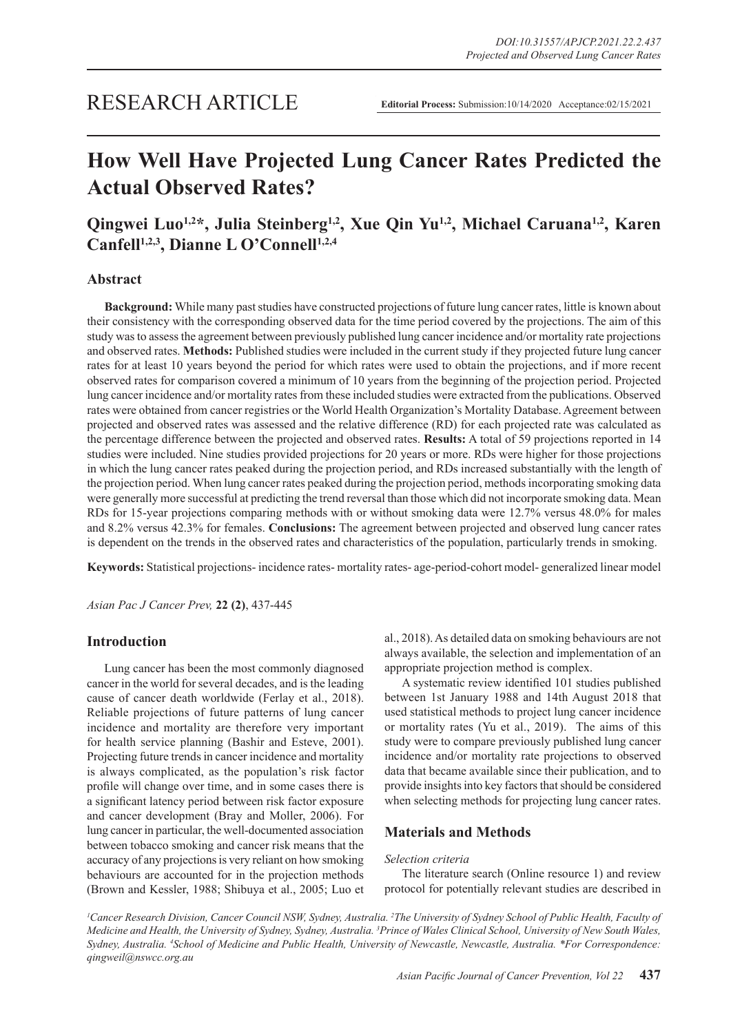RESEARCH ARTICLE

**Editorial Process:** Submission:10/14/2020 Acceptance:02/15/2021

# How Well Have Projected Lung Cancer Rates Predicted the Actual Observed Rates?

**Qingwei Luo[1,2]*, Julia Steinberg[1,2], Xue Qin Yu[1,2], Michael Caruana[1,2], Karen Canfell[1,2,3], Dianne L O'Connell[1,2,4]**

## Abstract

**Background:** While many past studies have constructed projections of future lung cancer rates, little is known about their consistency with the corresponding observed data for the time period covered by the projections. The aim of this study was to assess the agreement between previously published lung cancer incidence and/or mortality rate projections and observed rates. **Methods:** Published studies were included in the current study if they projected future lung cancer rates for at least 10 years beyond the period for which rates were used to obtain the projections, and if more recent observed rates for comparison covered a minimum of 10 years from the beginning of the projection period. Projected lung cancer incidence and/or mortality rates from these included studies were extracted from the publications. Observed rates were obtained from cancer registries or the World Health Organization's Mortality Database. Agreement between projected and observed rates was assessed and the relative difference (RD) for each projected rate was calculated as the percentage difference between the projected and observed rates. **Results:** A total of 59 projections reported in 14 studies were included. Nine studies provided projections for 20 years or more. RDs were higher for those projections in which the lung cancer rates peaked during the projection period, and RDs increased substantially with the length of the projection period. When lung cancer rates peaked during the projection period, methods incorporating smoking data were generally more successful at predicting the trend reversal than those which did not incorporate smoking data. Mean RDs for 15-year projections comparing methods with or without smoking data were 12.7% versus 48.0% for males and 8.2% versus 42.3% for females. **Conclusions:** The agreement between projected and observed lung cancer rates is dependent on the trends in the observed rates and characteristics of the population, particularly trends in smoking.

**Keywords:** Statistical projections- incidence rates- mortality rates- age-period-cohort model- generalized linear model

*Asian Pac J Cancer Prev,* **22 (2)**, 437-445

## Introduction

Lung cancer has been the most commonly diagnosed cancer in the world for several decades, and is the leading cause of cancer death worldwide (Ferlay et al., 2018). Reliable projections of future patterns of lung cancer incidence and mortality are therefore very important for health service planning (Bashir and Esteve, 2001). Projecting future trends in cancer incidence and mortality is always complicated, as the population's risk factor profile will change over time, and in some cases there is a significant latency period between risk factor exposure and cancer development (Bray and Moller, 2006). For lung cancer in particular, the well-documented association between tobacco smoking and cancer risk means that the accuracy of any projections is very reliant on how smoking behaviours are accounted for in the projection methods (Brown and Kessler, 1988; Shibuya et al., 2005; Luo et al., 2018). As detailed data on smoking behaviours are not always available, the selection and implementation of an appropriate projection method is complex.

A systematic review identified 101 studies published between 1st January 1988 and 14th August 2018 that used statistical methods to project lung cancer incidence or mortality rates (Yu et al., 2019). The aims of this study were to compare previously published lung cancer incidence and/or mortality rate projections to observed data that became available since their publication, and to provide insights into key factors that should be considered when selecting methods for projecting lung cancer rates.

## Materials and Methods

*Selection criteria*

The literature search (Online resource 1) and review protocol for potentially relevant studies are described in

[1]Cancer Research Division, Cancer Council NSW, Sydney, Australia. [2]The University of Sydney School of Public Health, Faculty of Medicine and Health, the University of Sydney, Sydney, Australia. [3]Prince of Wales Clinical School, University of New South Wales, Sydney, Australia. [4]School of Medicine and Public Health, University of Newcastle, Newcastle, Australia. *For Correspondence: qingweil@nswcc.org.au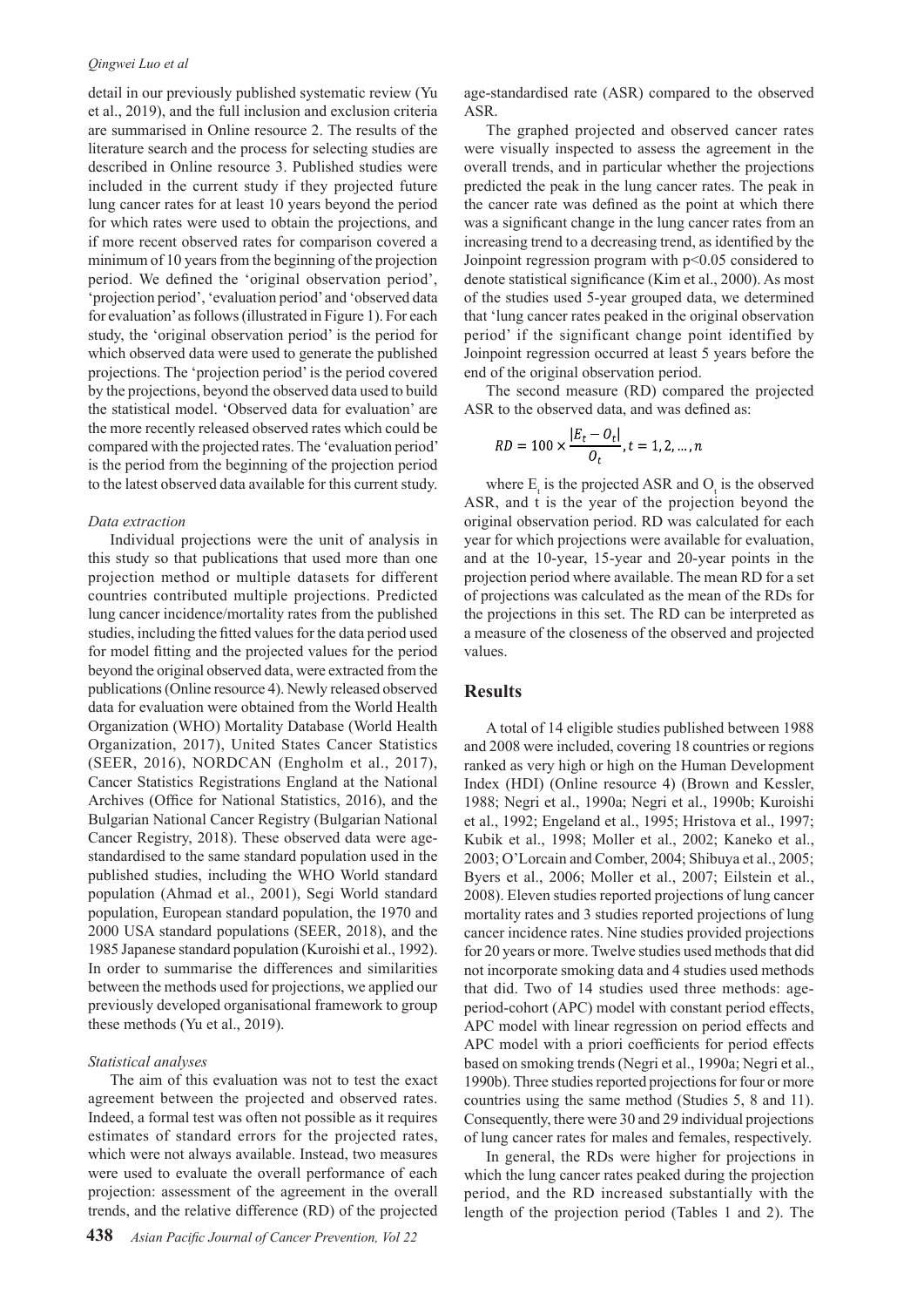detail in our previously published systematic review (Yu et al., 2019), and the full inclusion and exclusion criteria are summarised in Online resource 2. The results of the literature search and the process for selecting studies are described in Online resource 3. Published studies were included in the current study if they projected future lung cancer rates for at least 10 years beyond the period for which rates were used to obtain the projections, and if more recent observed rates for comparison covered a minimum of 10 years from the beginning of the projection period. We defined the 'original observation period', 'projection period', 'evaluation period' and 'observed data for evaluation' as follows (illustrated in Figure 1). For each study, the 'original observation period' is the period for which observed data were used to generate the published projections. The 'projection period' is the period covered by the projections, beyond the observed data used to build the statistical model. 'Observed data for evaluation' are the more recently released observed rates which could be compared with the projected rates. The 'evaluation period' is the period from the beginning of the projection period to the latest observed data available for this current study.

*Data extraction*

Individual projections were the unit of analysis in this study so that publications that used more than one projection method or multiple datasets for different countries contributed multiple projections. Predicted lung cancer incidence/mortality rates from the published studies, including the fitted values for the data period used for model fitting and the projected values for the period beyond the original observed data, were extracted from the publications (Online resource 4). Newly released observed data for evaluation were obtained from the World Health Organization (WHO) Mortality Database (World Health Organization, 2017), United States Cancer Statistics (SEER, 2016), NORDCAN (Engholm et al., 2017), Cancer Statistics Registrations England at the National Archives (Office for National Statistics, 2016), and the Bulgarian National Cancer Registry (Bulgarian National Cancer Registry, 2018). These observed data were age-standardised to the same standard population used in the published studies, including the WHO World standard population (Ahmad et al., 2001), Segi World standard population, European standard population, the 1970 and 2000 USA standard populations (SEER, 2018), and the 1985 Japanese standard population (Kuroishi et al., 1992). In order to summarise the differences and similarities between the methods used for projections, we applied our previously developed organisational framework to group these methods (Yu et al., 2019).

*Statistical analyses*

The aim of this evaluation was not to test the exact agreement between the projected and observed rates. Indeed, a formal test was often not possible as it requires estimates of standard errors for the projected rates, which were not always available. Instead, two measures were used to evaluate the overall performance of each projection: assessment of the agreement in the overall trends, and the relative difference (RD) of the projected age-standardised rate (ASR) compared to the observed ASR.

The graphed projected and observed cancer rates were visually inspected to assess the agreement in the overall trends, and in particular whether the projections predicted the peak in the lung cancer rates. The peak in the cancer rate was defined as the point at which there was a significant change in the lung cancer rates from an increasing trend to a decreasing trend, as identified by the Joinpoint regression program with $p<0.05$ considered to denote statistical significance (Kim et al., 2000). As most of the studies used 5-year grouped data, we determined that 'lung cancer rates peaked in the original observation period' if the significant change point identified by Joinpoint regression occurred at least 5 years before the end of the original observation period.

The second measure (RD) compared the projected ASR to the observed data, and was defined as:

$$RD = 100 \times \frac{|E_t - O_t|}{O_t}, t = 1, 2, \ldots, n$$

where $E_t$ is the projected ASR and $O_t$ is the observed ASR, and t is the year of the projection beyond the original observation period. RD was calculated for each year for which projections were available for evaluation, and at the 10-year, 15-year and 20-year points in the projection period where available. The mean RD for a set of projections was calculated as the mean of the RDs for the projections in this set. The RD can be interpreted as a measure of the closeness of the observed and projected values.

## Results

A total of 14 eligible studies published between 1988 and 2008 were included, covering 18 countries or regions ranked as very high or high on the Human Development Index (HDI) (Online resource 4) (Brown and Kessler, 1988; Negri et al., 1990a; Negri et al., 1990b; Kuroishi et al., 1992; Engeland et al., 1995; Hristova et al., 1997; Kubik et al., 1998; Moller et al., 2002; Kaneko et al., 2003; O'Lorcain and Comber, 2004; Shibuya et al., 2005; Byers et al., 2006; Moller et al., 2007; Eilstein et al., 2008). Eleven studies reported projections of lung cancer mortality rates and 3 studies reported projections of lung cancer incidence rates. Nine studies provided projections for 20 years or more. Twelve studies used methods that did not incorporate smoking data and 4 studies used methods that did. Two of 14 studies used three methods: age-period-cohort (APC) model with constant period effects, APC model with linear regression on period effects and APC model with a priori coefficients for period effects based on smoking trends (Negri et al., 1990a; Negri et al., 1990b). Three studies reported projections for four or more countries using the same method (Studies 5, 8 and 11). Consequently, there were 30 and 29 individual projections of lung cancer rates for males and females, respectively.

In general, the RDs were higher for projections in which the lung cancer rates peaked during the projection period, and the RD increased substantially with the length of the projection period (Tables 1 and 2). The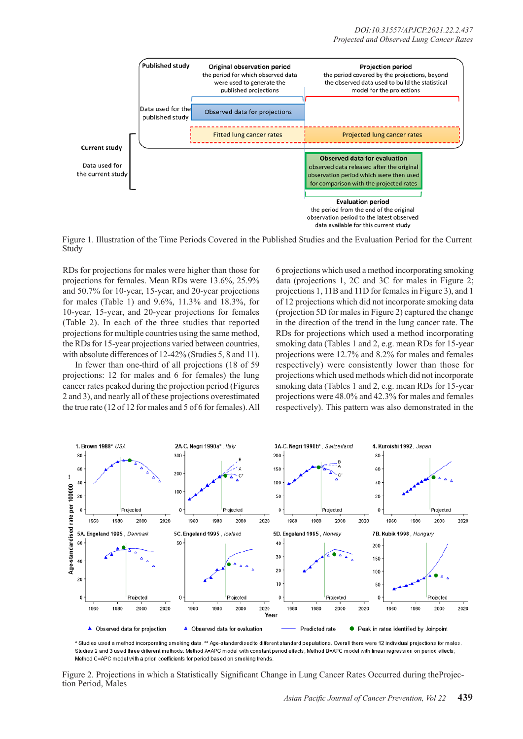Published study

Original observation period
the period for which observed data were used to generate the published projections

Projection period
the period covered by the projections, beyond the observed data used to build the statistical model for the projections

Data used for the published study

Observed data for projections

Fitted lung cancer rates

Projected lung cancer rates

Current study

Data used for the current study

Observed data for evaluation
observed data released after the original observation period which were then used for comparison with the projected rates

Evaluation period
the period from the end of the original observation period to the latest observed data available for this current study

Figure 1. Illustration of the Time Periods Covered in the Published Studies and the Evaluation Period for the Current Study

RDs for projections for males were higher than those for projections for females. Mean RDs were 13.6%, 25.9% and 50.7% for 10-year, 15-year, and 20-year projections for males (Table 1) and 9.6%, 11.3% and 18.3%, for 10-year, 15-year, and 20-year projections for females (Table 2). In each of the three studies that reported projections for multiple countries using the same method, the RDs for 15-year projections varied between countries, with absolute differences of 12-42% (Studies 5, 8 and 11).

In fewer than one-third of all projections (18 of 59 projections: 12 for males and 6 for females) the lung cancer rates peaked during the projection period (Figures 2 and 3), and nearly all of these projections overestimated the true rate (12 of 12 for males and 5 of 6 for females). All 6 projections which used a method incorporating smoking data (projections 1, 2C and 3C for males in Figure 2; projections 1, 11B and 11D for females in Figure 3), and 1 of 12 projections which did not incorporate smoking data (projection 5D for males in Figure 2) captured the change in the direction of the trend in the lung cancer rate. The RDs for projections which used a method incorporating smoking data (Tables 1 and 2, e.g. mean RDs for 15-year projections were 12.7% and 8.2% for males and females respectively) were consistently lower than those for projections which used methods which did not incorporate smoking data (Tables 1 and 2, e.g. mean RDs for 15-year projections were 48.0% and 42.3% for males and females respectively). This pattern was also demonstrated in the

1. Brown 1988* *USA*
2A-C. Negri 1990a*, *Italy*
3A-C. Negri 1990b*, *Switzerland*
4. Kuroishi 1992, *Japan*
5A. Engeland 1995, *Denmark*
5C. Engeland 1995, *Iceland*
5D. Engeland 1995, *Norway*
7B. Kubik 1998, *Hungary*

Age-standardised rate per 100000 **

Year

Projected

Observed data for projection
Observed data for evaluation
Predicted rate
Peak in rates identified by Joinpoint

\* Studies used a method incorporating smoking data. ** Age-standardised to different standard populations. Overall there were 12 individual projections for males. Studies 2 and 3 used three different methods: Method A=APC model with constant period effects; Method B=APC model with linear regression on period effects; Method C=APC model with a priori coefficients for period based on smoking trends.

Figure 2. Projections in which a Statistically Significant Change in Lung Cancer Rates Occurred during the Projection Period, Males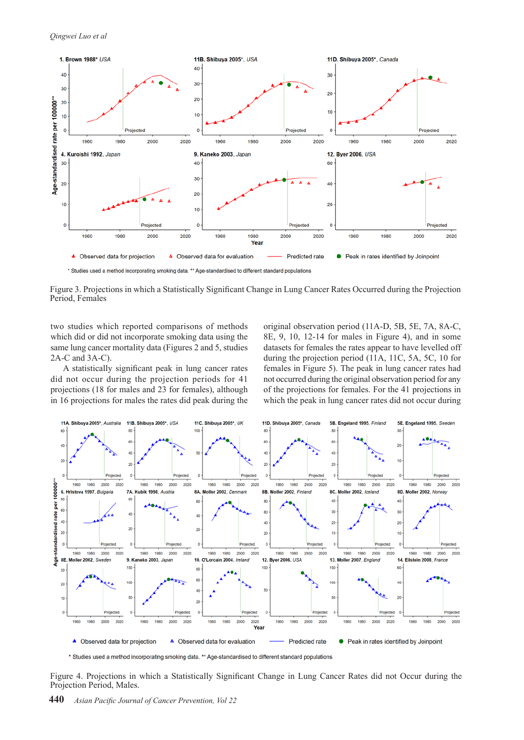1. Brown 1988* USA

11B. Shibuya 2005*, USA

11D. Shibuya 2005*, Canada

4. Kuroishi 1992, Japan

9. Kaneko 2003, Japan

12. Byer 2006, USA

Age-standardised rate per 100000**

Year

Projected

Observed data for projection

Observed data for evaluation

Predicted rate

Peak in rates identified by Joinpoint

\* Studies used a method incorporating smoking data. ** Age-standardised to different standard populations

Figure 3. Projections in which a Statistically Significant Change in Lung Cancer Rates Occurred during the Projection Period, Females

two studies which reported comparisons of methods which did or did not incorporate smoking data using the same lung cancer mortality data (Figures 2 and 5, studies 2A-C and 3A-C).

A statistically significant peak in lung cancer rates did not occur during the projection periods for 41 projections (18 for males and 23 for females), although in 16 projections for males the rates did peak during the original observation period (11A-D, 5B, 5E, 7A, 8A-C, 8E, 9, 10, 12-14 for males in Figure 4), and in some datasets for females the rates appear to have levelled off during the projection period (11A, 11C, 5A, 5C, 10 for females in Figure 5). The peak in lung cancer rates had not occurred during the original observation period for any of the projections for females. For the 41 projections in which the peak in lung cancer rates did not occur during

11A. Shibuya 2005*, Australia

11B. Shibuya 2005*, USA

11C. Shibuya 2005*, UK

11D. Shibuya 2005*, Canada

5B. England 1995, Finland

5E. England 1995, Sweden

6. Hristova 1997, Bulgaria

7A. Kubik 1998, Austria

8A. Moller 2002, Denmark

8B. Moller 2002, Finland

8C. Moller 2002, Iceland

8D. Moller 2002, Norway

8E. Moller 2002, Sweden

9. Kaneko 2003, Japan

10. O'Lorcain 2004, Ireland

12. Byer 2006, USA

13. Moller 2007, England

14. Eilstein 2008, France

Age-standardised rate per 100000**

Year

Projected

Observed data for projection

Observed data for evaluation

Predicted rate

Peak in rates identified by Joinpoint

\* Studies used a method incorporating smoking data. ** Age-standardised to different standard populations

Figure 4. Projections in which a Statistically Significant Change in Lung Cancer Rates did not Occur during the Projection Period, Males.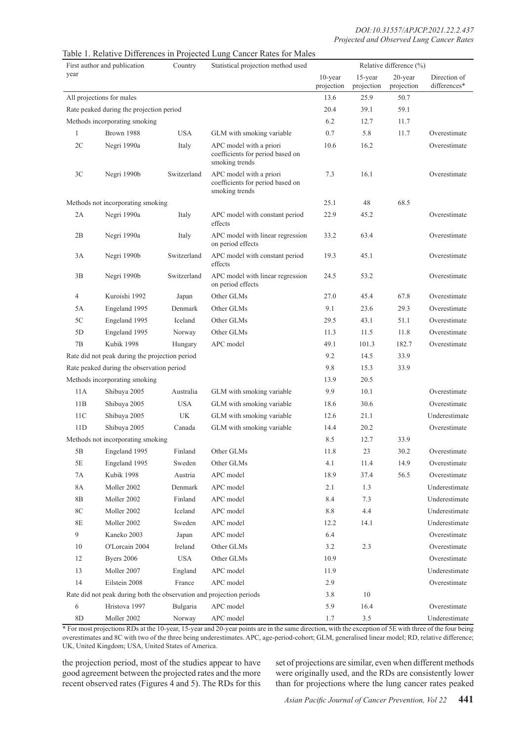Table 1. Relative Differences in Projected Lung Cancer Rates for Males

| First author and publication year | | Country | Statistical projection method used | Relative difference (%) | | | |
|---|---|---|---|---|---|---|---|
| | | | | 10-year projection | 15-year projection | 20-year projection | Direction of differences* |
| All projections for males | | | | 13.6 | 25.9 | 50.7 | |
| Rate peaked during the projection period | | | | 20.4 | 39.1 | 59.1 | |
| Methods incorporating smoking | | | | 6.2 | 12.7 | 11.7 | |
| 1 | Brown 1988 | USA | GLM with smoking variable | 0.7 | 5.8 | 11.7 | Overestimate |
| 2C | Negri 1990a | Italy | APC model with a priori coefficients for period based on smoking trends | 10.6 | 16.2 | | Overestimate |
| 3C | Negri 1990b | Switzerland | APC model with a priori coefficients for period based on smoking trends | 7.3 | 16.1 | | Overestimate |
| Methods not incorporating smoking | | | | 25.1 | 48 | 68.5 | |
| 2A | Negri 1990a | Italy | APC model with constant period effects | 22.9 | 45.2 | | Overestimate |
| 2B | Negri 1990a | Italy | APC model with linear regression on period effects | 33.2 | 63.4 | | Overestimate |
| 3A | Negri 1990b | Switzerland | APC model with constant period effects | 19.3 | 45.1 | | Overestimate |
| 3B | Negri 1990b | Switzerland | APC model with linear regression on period effects | 24.5 | 53.2 | | Overestimate |
| 4 | Kuroishi 1992 | Japan | Other GLMs | 27.0 | 45.4 | 67.8 | Overestimate |
| 5A | Engeland 1995 | Denmark | Other GLMs | 9.1 | 23.6 | 29.3 | Overestimate |
| 5C | Engeland 1995 | Iceland | Other GLMs | 29.5 | 43.1 | 51.1 | Overestimate |
| 5D | Engeland 1995 | Norway | Other GLMs | 11.3 | 11.5 | 11.8 | Overestimate |
| 7B | Kubik 1998 | Hungary | APC model | 49.1 | 101.3 | 182.7 | Overestimate |
| Rate did not peak during the projection period | | | | 9.2 | 14.5 | 33.9 | |
| Rate peaked during the observation period | | | | 9.8 | 15.3 | 33.9 | |
| Methods incorporating smoking | | | | 13.9 | 20.5 | | |
| 11A | Shibuya 2005 | Australia | GLM with smoking variable | 9.9 | 10.1 | | Overestimate |
| 11B | Shibuya 2005 | USA | GLM with smoking variable | 18.6 | 30.6 | | Overestimate |
| 11C | Shibuya 2005 | UK | GLM with smoking variable | 12.6 | 21.1 | | Underestimate |
| 11D | Shibuya 2005 | Canada | GLM with smoking variable | 14.4 | 20.2 | | Overestimate |
| Methods not incorporating smoking | | | | 8.5 | 12.7 | 33.9 | |
| 5B | Engeland 1995 | Finland | Other GLMs | 11.8 | 23 | 30.2 | Overestimate |
| 5E | Engeland 1995 | Sweden | Other GLMs | 4.1 | 11.4 | 14.9 | Overestimate |
| 7A | Kubik 1998 | Austria | APC model | 18.9 | 37.4 | 56.5 | Overestimate |
| 8A | Moller 2002 | Denmark | APC model | 2.1 | 1.3 | | Underestimate |
| 8B | Moller 2002 | Finland | APC model | 8.4 | 7.3 | | Underestimate |
| 8C | Moller 2002 | Iceland | APC model | 8.8 | 4.4 | | Underestimate |
| 8E | Moller 2002 | Sweden | APC model | 12.2 | 14.1 | | Underestimate |
| 9 | Kaneko 2003 | Japan | APC model | 6.4 | | | Overestimate |
| 10 | O'Lorcain 2004 | Ireland | Other GLMs | 3.2 | 2.3 | | Overestimate |
| 12 | Byers 2006 | USA | Other GLMs | 10.9 | | | Overestimate |
| 13 | Moller 2007 | England | APC model | 11.9 | | | Underestimate |
| 14 | Eilstein 2008 | France | APC model | 2.9 | | | Overestimate |
| Rate did not peak during both the observation and projection periods | | | | 3.8 | 10 | | |
| 6 | Hristova 1997 | Bulgaria | APC model | 5.9 | 16.4 | | Overestimate |
| 8D | Moller 2002 | Norway | APC model | 1.7 | 3.5 | | Underestimate |

\* For most projections RDs at the 10-year, 15-year and 20-year points are in the same direction, with the exception of 5E with three of the four being overestimates and 8C with two of the three being underestimates. APC, age-period-cohort; GLM, generalised linear model; RD, relative difference; UK, United Kingdom; USA, United States of America.

the projection period, most of the studies appear to have good agreement between the projected rates and the more recent observed rates (Figures 4 and 5). The RDs for this set of projections are similar, even when different methods were originally used, and the RDs are consistently lower than for projections where the lung cancer rates peaked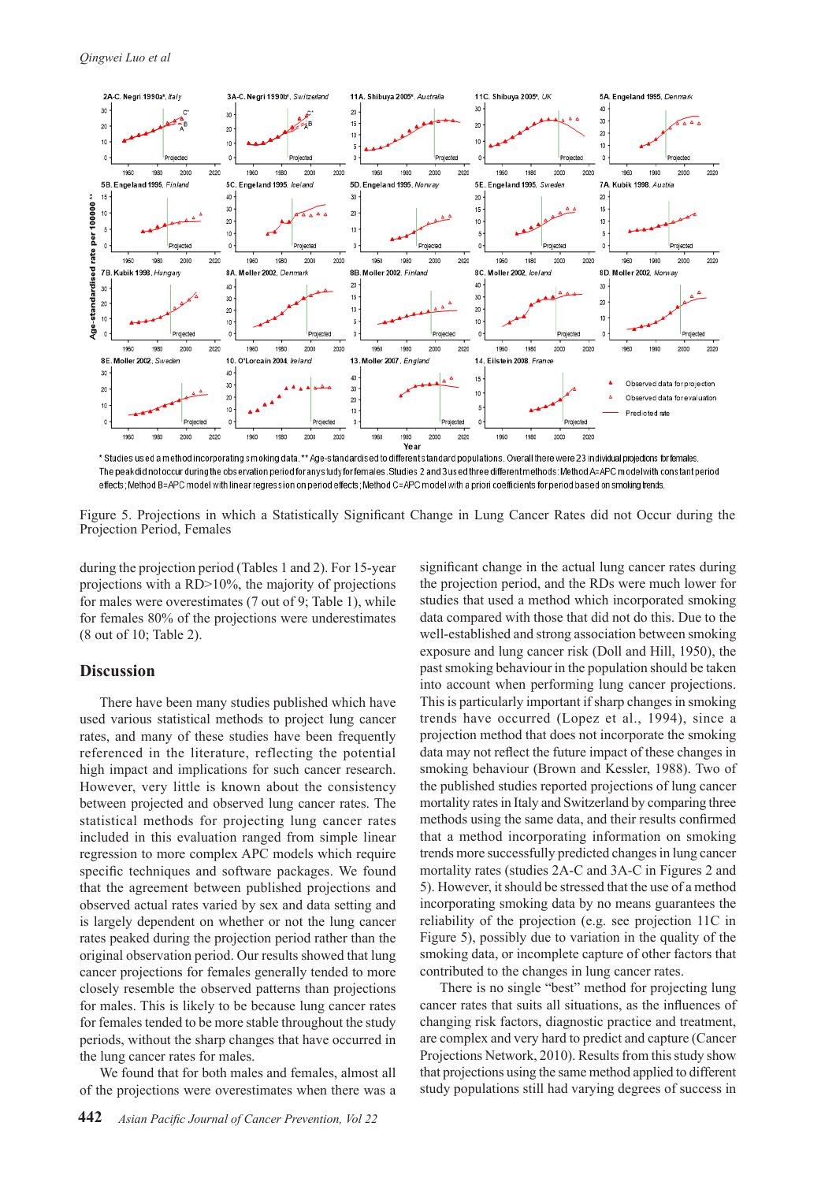* Studies used a method incorporating smoking data. ** Age-standardised to different standard populations. Overall there were 23 individual projections for females. The peak did not occur during the observation period for any study for females. Studies 2 and 3 used three different methods: Method A=APC model with constant period effects; Method B=APC model with linear regression on period effects; Method C=APC model with a priori coefficients for period based on smoking trends.

Figure 5. Projections in which a Statistically Significant Change in Lung Cancer Rates did not Occur during the Projection Period, Females

during the projection period (Tables 1 and 2). For 15-year projections with a RD>10%, the majority of projections for males were overestimates (7 out of 9; Table 1), while for females 80% of the projections were underestimates (8 out of 10; Table 2).

## Discussion

There have been many studies published which have used various statistical methods to project lung cancer rates, and many of these studies have been frequently referenced in the literature, reflecting the potential high impact and implications for such cancer research. However, very little is known about the consistency between projected and observed lung cancer rates. The statistical methods for projecting lung cancer rates included in this evaluation ranged from simple linear regression to more complex APC models which require specific techniques and software packages. We found that the agreement between published projections and observed actual rates varied by sex and data setting and is largely dependent on whether or not the lung cancer rates peaked during the projection period rather than the original observation period. Our results showed that lung cancer projections for females generally tended to more closely resemble the observed patterns than projections for males. This is likely to be because lung cancer rates for females tended to be more stable throughout the study periods, without the sharp changes that have occurred in the lung cancer rates for males.

We found that for both males and females, almost all of the projections were overestimates when there was a significant change in the actual lung cancer rates during the projection period, and the RDs were much lower for studies that used a method which incorporated smoking data compared with those that did not do this. Due to the well-established and strong association between smoking exposure and lung cancer risk (Doll and Hill, 1950), the past smoking behaviour in the population should be taken into account when performing lung cancer projections. This is particularly important if sharp changes in smoking trends have occurred (Lopez et al., 1994), since a projection method that does not incorporate the smoking data may not reflect the future impact of these changes in smoking behaviour (Brown and Kessler, 1988). Two of the published studies reported projections of lung cancer mortality rates in Italy and Switzerland by comparing three methods using the same data, and their results confirmed that a method incorporating information on smoking trends more successfully predicted changes in lung cancer mortality rates (studies 2A-C and 3A-C in Figures 2 and 5). However, it should be stressed that the use of a method incorporating smoking data by no means guarantees the reliability of the projection (e.g. see projection 11C in Figure 5), possibly due to variation in the quality of the smoking data, or incomplete capture of other factors that contributed to the changes in lung cancer rates.

There is no single "best" method for projecting lung cancer rates that suits all situations, as the influences of changing risk factors, diagnostic practice and treatment, are complex and very hard to predict and capture (Cancer Projections Network, 2010). Results from this study show that projections using the same method applied to different study populations still had varying degrees of success in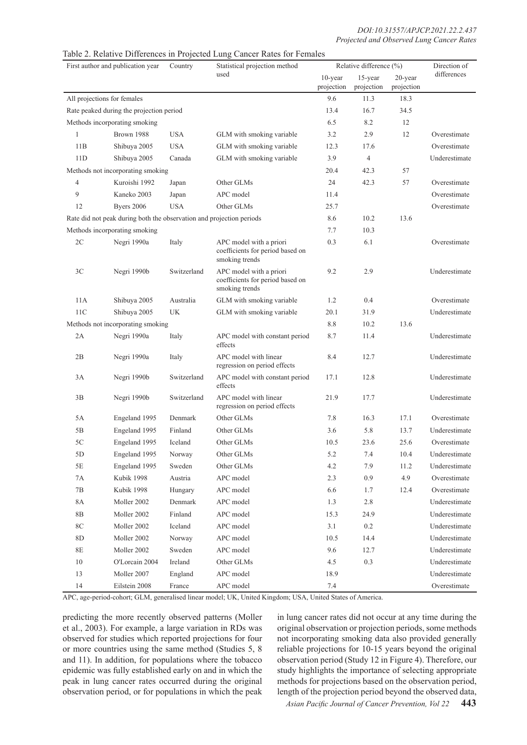Table 2. Relative Differences in Projected Lung Cancer Rates for Females

| First author and publication year | | Country | Statistical projection method used | Relative difference (%) | | | Direction of differences |
|---|---|---|---|---|---|---|---|
| | | | | 10-year projection | 15-year projection | 20-year projection | |
| All projections for females | | | | 9.6 | 11.3 | 18.3 | |
| Rate peaked during the projection period | | | | 13.4 | 16.7 | 34.5 | |
| Methods incorporating smoking | | | | 6.5 | 8.2 | 12 | |
| 1 | Brown 1988 | USA | GLM with smoking variable | 3.2 | 2.9 | 12 | Overestimate |
| 11B | Shibuya 2005 | USA | GLM with smoking variable | 12.3 | 17.6 | | Overestimate |
| 11D | Shibuya 2005 | Canada | GLM with smoking variable | 3.9 | 4 | | Underestimate |
| Methods not incorporating smoking | | | | 20.4 | 42.3 | 57 | |
| 4 | Kuroishi 1992 | Japan | Other GLMs | 24 | 42.3 | 57 | Overestimate |
| 9 | Kaneko 2003 | Japan | APC model | 11.4 | | | Overestimate |
| 12 | Byers 2006 | USA | Other GLMs | 25.7 | | | Overestimate |
| Rate did not peak during both the observation and projection periods | | | | 8.6 | 10.2 | 13.6 | |
| Methods incorporating smoking | | | | 7.7 | 10.3 | | |
| 2C | Negri 1990a | Italy | APC model with a priori coefficients for period based on smoking trends | 0.3 | 6.1 | | Overestimate |
| 3C | Negri 1990b | Switzerland | APC model with a priori coefficients for period based on smoking trends | 9.2 | 2.9 | | Underestimate |
| 11A | Shibuya 2005 | Australia | GLM with smoking variable | 1.2 | 0.4 | | Overestimate |
| 11C | Shibuya 2005 | UK | GLM with smoking variable | 20.1 | 31.9 | | Underestimate |
| Methods not incorporating smoking | | | | 8.8 | 10.2 | 13.6 | |
| 2A | Negri 1990a | Italy | APC model with constant period effects | 8.7 | 11.4 | | Underestimate |
| 2B | Negri 1990a | Italy | APC model with linear regression on period effects | 8.4 | 12.7 | | Underestimate |
| 3A | Negri 1990b | Switzerland | APC model with constant period effects | 17.1 | 12.8 | | Underestimate |
| 3B | Negri 1990b | Switzerland | APC model with linear regression on period effects | 21.9 | 17.7 | | Underestimate |
| 5A | Engeland 1995 | Denmark | Other GLMs | 7.8 | 16.3 | 17.1 | Overestimate |
| 5B | Engeland 1995 | Finland | Other GLMs | 3.6 | 5.8 | 13.7 | Underestimate |
| 5C | Engeland 1995 | Iceland | Other GLMs | 10.5 | 23.6 | 25.6 | Overestimate |
| 5D | Engeland 1995 | Norway | Other GLMs | 5.2 | 7.4 | 10.4 | Underestimate |
| 5E | Engeland 1995 | Sweden | Other GLMs | 4.2 | 7.9 | 11.2 | Underestimate |
| 7A | Kubik 1998 | Austria | APC model | 2.3 | 0.9 | 4.9 | Overestimate |
| 7B | Kubik 1998 | Hungary | APC model | 6.6 | 1.7 | 12.4 | Overestimate |
| 8A | Moller 2002 | Denmark | APC model | 1.3 | 2.8 | | Underestimate |
| 8B | Moller 2002 | Finland | APC model | 15.3 | 24.9 | | Underestimate |
| 8C | Moller 2002 | Iceland | APC model | 3.1 | 0.2 | | Underestimate |
| 8D | Moller 2002 | Norway | APC model | 10.5 | 14.4 | | Underestimate |
| 8E | Moller 2002 | Sweden | APC model | 9.6 | 12.7 | | Underestimate |
| 10 | O'Lorcain 2004 | Ireland | Other GLMs | 4.5 | 0.3 | | Underestimate |
| 13 | Moller 2007 | England | APC model | 18.9 | | | Underestimate |
| 14 | Eilstein 2008 | France | APC model | 7.4 | | | Overestimate |

APC, age-period-cohort; GLM, generalised linear model; UK, United Kingdom; USA, United States of America.

predicting the more recently observed patterns (Moller et al., 2003). For example, a large variation in RDs was observed for studies which reported projections for four or more countries using the same method (Studies 5, 8 and 11). In addition, for populations where the tobacco epidemic was fully established early on and in which the peak in lung cancer rates occurred during the original observation period, or for populations in which the peak in lung cancer rates did not occur at any time during the original observation or projection periods, some methods not incorporating smoking data also provided generally reliable projections for 10-15 years beyond the original observation period (Study 12 in Figure 4). Therefore, our study highlights the importance of selecting appropriate methods for projections based on the observation period, length of the projection period beyond the observed data,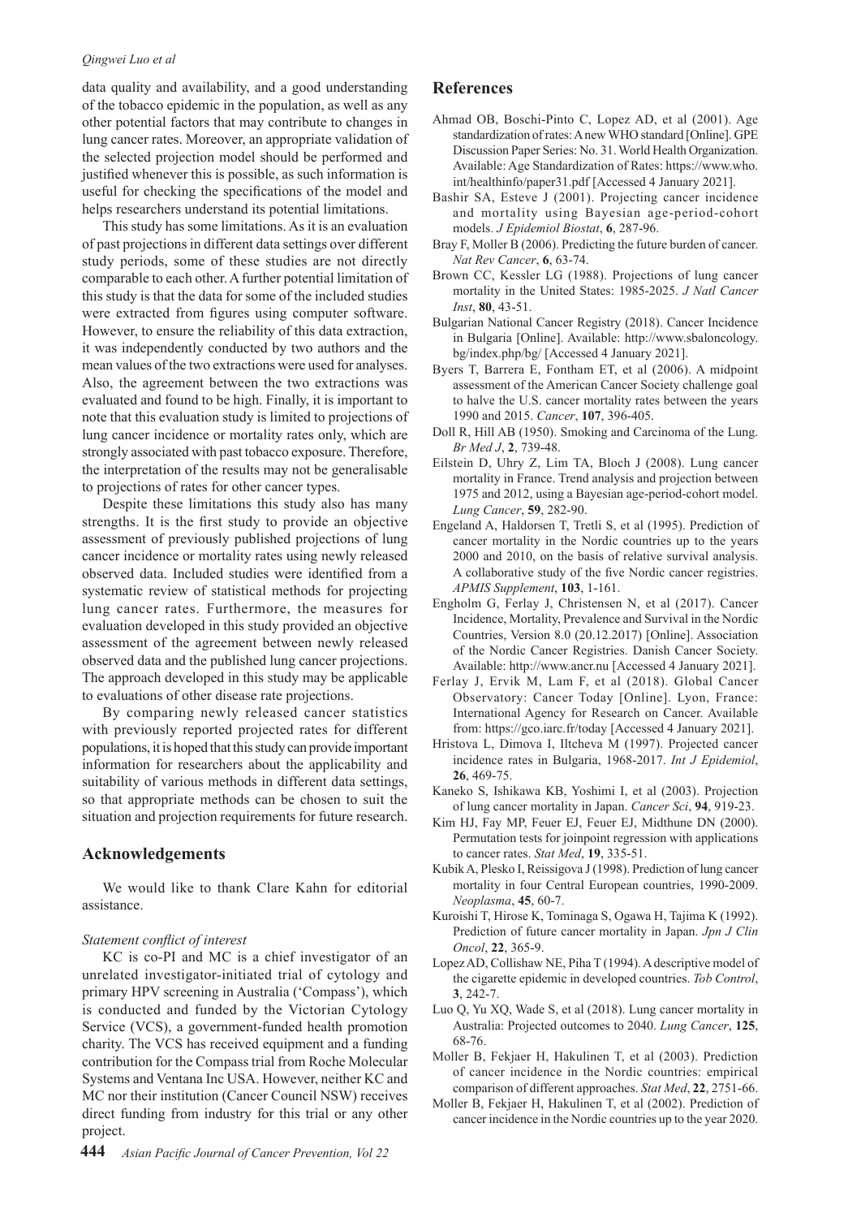data quality and availability, and a good understanding of the tobacco epidemic in the population, as well as any other potential factors that may contribute to changes in lung cancer rates. Moreover, an appropriate validation of the selected projection model should be performed and justified whenever this is possible, as such information is useful for checking the specifications of the model and helps researchers understand its potential limitations.

This study has some limitations. As it is an evaluation of past projections in different data settings over different study periods, some of these studies are not directly comparable to each other. A further potential limitation of this study is that the data for some of the included studies were extracted from figures using computer software. However, to ensure the reliability of this data extraction, it was independently conducted by two authors and the mean values of the two extractions were used for analyses. Also, the agreement between the two extractions was evaluated and found to be high. Finally, it is important to note that this evaluation study is limited to projections of lung cancer incidence or mortality rates only, which are strongly associated with past tobacco exposure. Therefore, the interpretation of the results may not be generalisable to projections of rates for other cancer types.

Despite these limitations this study also has many strengths. It is the first study to provide an objective assessment of previously published projections of lung cancer incidence or mortality rates using newly released observed data. Included studies were identified from a systematic review of statistical methods for projecting lung cancer rates. Furthermore, the measures for evaluation developed in this study provided an objective assessment of the agreement between newly released observed data and the published lung cancer projections. The approach developed in this study may be applicable to evaluations of other disease rate projections.

By comparing newly released cancer statistics with previously reported projected rates for different populations, it is hoped that this study can provide important information for researchers about the applicability and suitability of various methods in different data settings, so that appropriate methods can be chosen to suit the situation and projection requirements for future research.

## Acknowledgements

We would like to thank Clare Kahn for editorial assistance.

*Statement conflict of interest*

KC is co-PI and MC is a chief investigator of an unrelated investigator-initiated trial of cytology and primary HPV screening in Australia ('Compass'), which is conducted and funded by the Victorian Cytology Service (VCS), a government-funded health promotion charity. The VCS has received equipment and a funding contribution for the Compass trial from Roche Molecular Systems and Ventana Inc USA. However, neither KC and MC nor their institution (Cancer Council NSW) receives direct funding from industry for this trial or any other project.

## References

Ahmad OB, Boschi-Pinto C, Lopez AD, et al (2001). Age standardization of rates: A new WHO standard [Online]. GPE Discussion Paper Series: No. 31. World Health Organization. Available: Age Standardization of Rates: https://www.who.int/healthinfo/paper31.pdf [Accessed 4 January 2021].

Bashir SA, Esteve J (2001). Projecting cancer incidence and mortality using Bayesian age-period-cohort models. *J Epidemiol Biostat*, **6**, 287-96.

Bray F, Moller B (2006). Predicting the future burden of cancer. *Nat Rev Cancer*, **6**, 63-74.

Brown CC, Kessler LG (1988). Projections of lung cancer mortality in the United States: 1985-2025. *J Natl Cancer Inst*, **80**, 43-51.

Bulgarian National Cancer Registry (2018). Cancer Incidence in Bulgaria [Online]. Available: http://www.sbaloncology.bg/index.php/bg/ [Accessed 4 January 2021].

Byers T, Barrera E, Fontham ET, et al (2006). A midpoint assessment of the American Cancer Society challenge goal to halve the U.S. cancer mortality rates between the years 1990 and 2015. *Cancer*, **107**, 396-405.

Doll R, Hill AB (1950). Smoking and Carcinoma of the Lung. *Br Med J*, **2**, 739-48.

Eilstein D, Uhry Z, Lim TA, Bloch J (2008). Lung cancer mortality in France. Trend analysis and projection between 1975 and 2012, using a Bayesian age-period-cohort model. *Lung Cancer*, **59**, 282-90.

Engeland A, Haldorsen T, Tretli S, et al (1995). Prediction of cancer mortality in the Nordic countries up to the years 2000 and 2010, on the basis of relative survival analysis. A collaborative study of the five Nordic cancer registries. *APMIS Supplement*, **103**, 1-161.

Engholm G, Ferlay J, Christensen N, et al (2017). Cancer Incidence, Mortality, Prevalence and Survival in the Nordic Countries, Version 8.0 (20.12.2017) [Online]. Association of the Nordic Cancer Registries. Danish Cancer Society. Available: http://www.ancr.nu [Accessed 4 January 2021].

Ferlay J, Ervik M, Lam F, et al (2018). Global Cancer Observatory: Cancer Today [Online]. Lyon, France: International Agency for Research on Cancer. Available from: https://gco.iarc.fr/today [Accessed 4 January 2021].

Hristova L, Dimova I, Iltcheva M (1997). Projected cancer incidence rates in Bulgaria, 1968-2017. *Int J Epidemiol*, **26**, 469-75.

Kaneko S, Ishikawa KB, Yoshimi I, et al (2003). Projection of lung cancer mortality in Japan. *Cancer Sci*, **94**, 919-23.

Kim HJ, Fay MP, Feuer EJ, Feuer EJ, Midthune DN (2000). Permutation tests for joinpoint regression with applications to cancer rates. *Stat Med*, **19**, 335-51.

Kubik A, Plesko I, Reissigova J (1998). Prediction of lung cancer mortality in four Central European countries, 1990-2009. *Neoplasma*, **45**, 60-7.

Kuroishi T, Hirose K, Tominaga S, Ogawa H, Tajima K (1992). Prediction of future cancer mortality in Japan. *Jpn J Clin Oncol*, **22**, 365-9.

Lopez AD, Collishaw NE, Piha T (1994). A descriptive model of the cigarette epidemic in developed countries. *Tob Control*, **3**, 242-7.

Luo Q, Yu XQ, Wade S, et al (2018). Lung cancer mortality in Australia: Projected outcomes to 2040. *Lung Cancer*, **125**, 68-76.

Moller B, Fekjaer H, Hakulinen T, et al (2003). Prediction of cancer incidence in the Nordic countries: empirical comparison of different approaches. *Stat Med*, **22**, 2751-66.

Moller B, Fekjaer H, Hakulinen T, et al (2002). Prediction of cancer incidence in the Nordic countries up to the year 2020.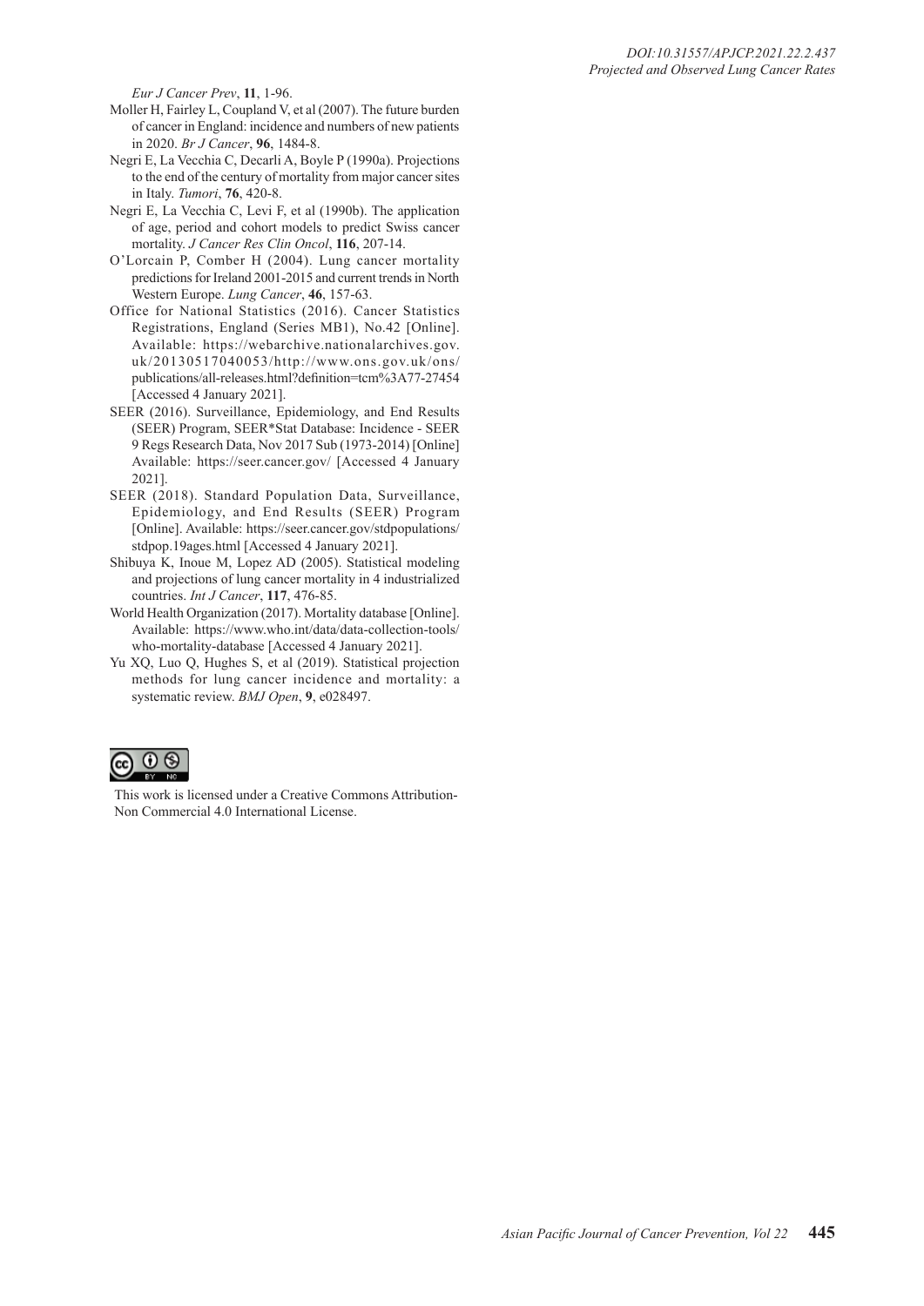*Eur J Cancer Prev*, **11**, 1-96.

Moller H, Fairley L, Coupland V, et al (2007). The future burden of cancer in England: incidence and numbers of new patients in 2020. *Br J Cancer*, **96**, 1484-8.

Negri E, La Vecchia C, Decarli A, Boyle P (1990a). Projections to the end of the century of mortality from major cancer sites in Italy. *Tumori*, **76**, 420-8.

Negri E, La Vecchia C, Levi F, et al (1990b). The application of age, period and cohort models to predict Swiss cancer mortality. *J Cancer Res Clin Oncol*, **116**, 207-14.

O'Lorcain P, Comber H (2004). Lung cancer mortality predictions for Ireland 2001-2015 and current trends in North Western Europe. *Lung Cancer*, **46**, 157-63.

Office for National Statistics (2016). Cancer Statistics Registrations, England (Series MB1), No.42 [Online]. Available: https://webarchive.nationalarchives.gov.uk/20130517040053/http://www.ons.gov.uk/ons/publications/all-releases.html?definition=tcm%3A77-27454 [Accessed 4 January 2021].

SEER (2016). Surveillance, Epidemiology, and End Results (SEER) Program, SEER*Stat Database: Incidence - SEER 9 Regs Research Data, Nov 2017 Sub (1973-2014) [Online] Available: https://seer.cancer.gov/ [Accessed 4 January 2021].

SEER (2018). Standard Population Data, Surveillance, Epidemiology, and End Results (SEER) Program [Online]. Available: https://seer.cancer.gov/stdpopulations/stdpop.19ages.html [Accessed 4 January 2021].

Shibuya K, Inoue M, Lopez AD (2005). Statistical modeling and projections of lung cancer mortality in 4 industrialized countries. *Int J Cancer*, **117**, 476-85.

World Health Organization (2017). Mortality database [Online]. Available: https://www.who.int/data/data-collection-tools/who-mortality-database [Accessed 4 January 2021].

Yu XQ, Luo Q, Hughes S, et al (2019). Statistical projection methods for lung cancer incidence and mortality: a systematic review. *BMJ Open*, **9**, e028497.

This work is licensed under a Creative Commons Attribution-Non Commercial 4.0 International License.